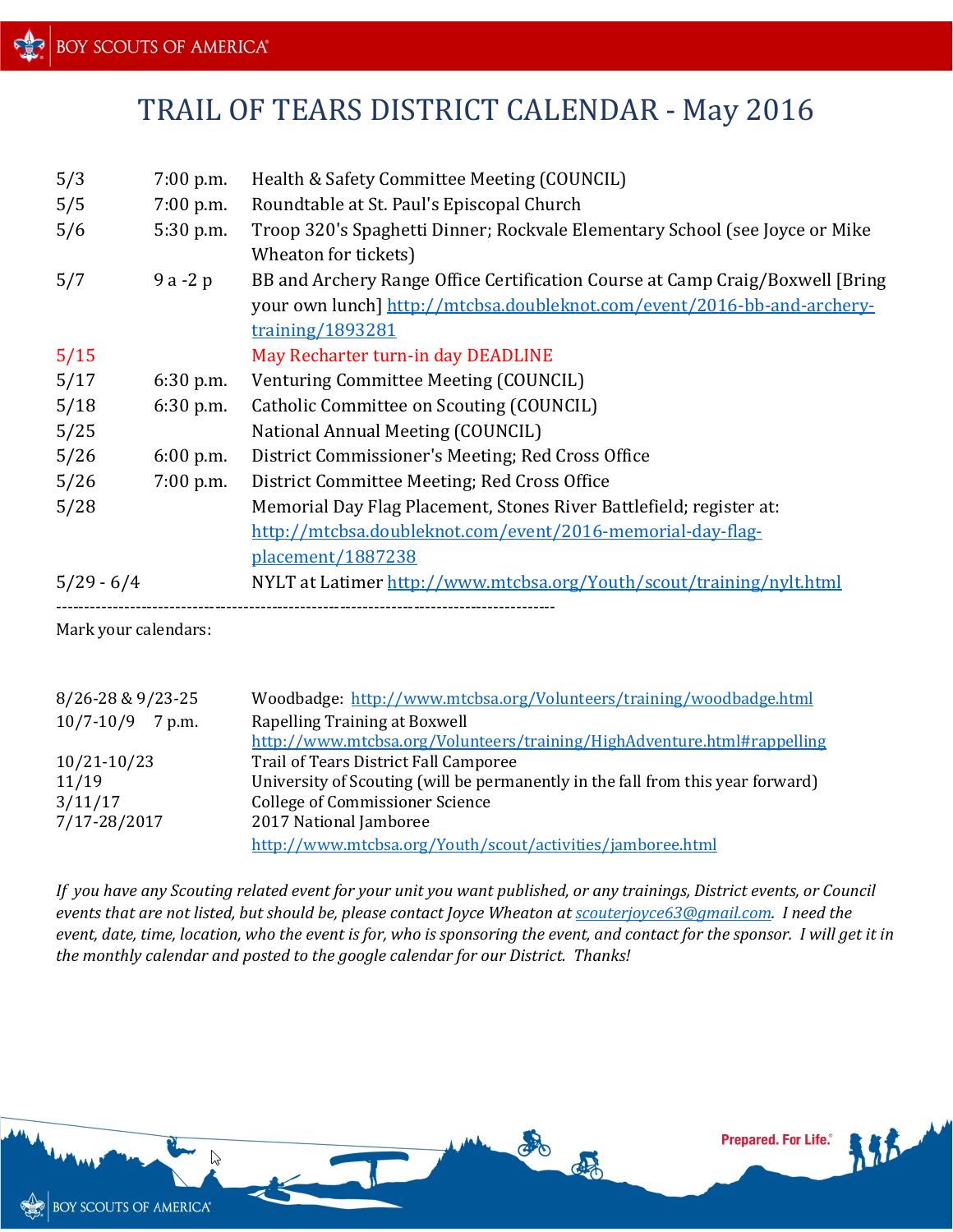# TRAIL OF TEARS DISTRICT CALENDAR - May 2016

| | | |
|---|---|---|
| 5/3 | 7:00 p.m. | Health & Safety Committee Meeting (COUNCIL) |
| 5/5 | 7:00 p.m. | Roundtable at St. Paul's Episcopal Church |
| 5/6 | 5:30 p.m. | Troop 320's Spaghetti Dinner; Rockvale Elementary School (see Joyce or Mike Wheaton for tickets) |
| 5/7 | 9 a -2 p | BB and Archery Range Office Certification Course at Camp Craig/Boxwell [Bring your own lunch] http://mtcbsa.doubleknot.com/event/2016-bb-and-archery-training/1893281 |
| 5/15 | | May Recharter turn-in day DEADLINE |
| 5/17 | 6:30 p.m. | Venturing Committee Meeting (COUNCIL) |
| 5/18 | 6:30 p.m. | Catholic Committee on Scouting (COUNCIL) |
| 5/25 | | National Annual Meeting (COUNCIL) |
| 5/26 | 6:00 p.m. | District Commissioner's Meeting; Red Cross Office |
| 5/26 | 7:00 p.m. | District Committee Meeting; Red Cross Office |
| 5/28 | | Memorial Day Flag Placement, Stones River Battlefield; register at: http://mtcbsa.doubleknot.com/event/2016-memorial-day-flag-placement/1887238 |
| 5/29 - 6/4 | | NYLT at Latimer http://www.mtcbsa.org/Youth/scout/training/nylt.html |

---

Mark your calendars:

| | |
|---|---|
| 8/26-28 & 9/23-25 | Woodbadge: http://www.mtcbsa.org/Volunteers/training/woodbadge.html |
| 10/7-10/9 7 p.m. | Rapelling Training at Boxwell http://www.mtcbsa.org/Volunteers/training/HighAdventure.html#rappelling |
| 10/21-10/23 | Trail of Tears District Fall Camporee |
| 11/19 | University of Scouting (will be permanently in the fall from this year forward) |
| 3/11/17 | College of Commissioner Science |
| 7/17-28/2017 | 2017 National Jamboree http://www.mtcbsa.org/Youth/scout/activities/jamboree.html |

*If you have any Scouting related event for your unit you want published, or any trainings, District events, or Council events that are not listed, but should be, please contact Joyce Wheaton at scouterjoyce63@gmail.com. I need the event, date, time, location, who the event is for, who is sponsoring the event, and contact for the sponsor. I will get it in the monthly calendar and posted to the google calendar for our District. Thanks!*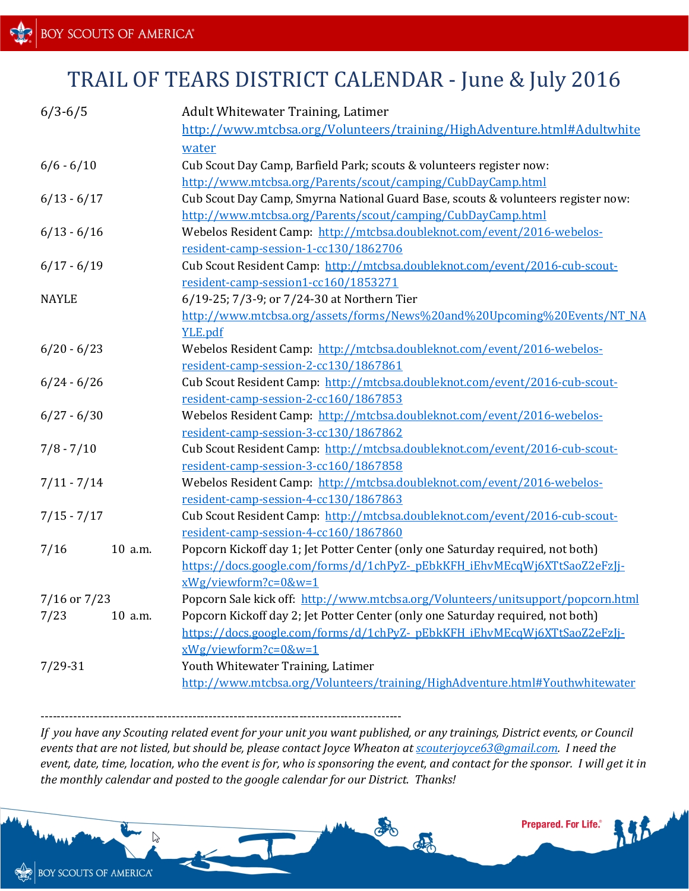# TRAIL OF TEARS DISTRICT CALENDAR - June & July 2016

| | | |
|---|---|---|
| 6/3-6/5 | | Adult Whitewater Training, Latimer http://www.mtcbsa.org/Volunteers/training/HighAdventure.html#Adultwhitewater |
| 6/6 - 6/10 | | Cub Scout Day Camp, Barfield Park; scouts & volunteers register now: http://www.mtcbsa.org/Parents/scout/camping/CubDayCamp.html |
| 6/13 - 6/17 | | Cub Scout Day Camp, Smyrna National Guard Base, scouts & volunteers register now: http://www.mtcbsa.org/Parents/scout/camping/CubDayCamp.html |
| 6/13 - 6/16 | | Webelos Resident Camp: http://mtcbsa.doubleknot.com/event/2016-webelos-resident-camp-session-1-cc130/1862706 |
| 6/17 - 6/19 | | Cub Scout Resident Camp: http://mtcbsa.doubleknot.com/event/2016-cub-scout-resident-camp-session1-cc160/1853271 |
| NAYLE | | 6/19-25; 7/3-9; or 7/24-30 at Northern Tier http://www.mtcbsa.org/assets/forms/News%20and%20Upcoming%20Events/NT_NAYLE.pdf |
| 6/20 - 6/23 | | Webelos Resident Camp: http://mtcbsa.doubleknot.com/event/2016-webelos-resident-camp-session-2-cc130/1867861 |
| 6/24 - 6/26 | | Cub Scout Resident Camp: http://mtcbsa.doubleknot.com/event/2016-cub-scout-resident-camp-session-2-cc160/1867853 |
| 6/27 - 6/30 | | Webelos Resident Camp: http://mtcbsa.doubleknot.com/event/2016-webelos-resident-camp-session-3-cc130/1867862 |
| 7/8 - 7/10 | | Cub Scout Resident Camp: http://mtcbsa.doubleknot.com/event/2016-cub-scout-resident-camp-session-3-cc160/1867858 |
| 7/11 - 7/14 | | Webelos Resident Camp: http://mtcbsa.doubleknot.com/event/2016-webelos-resident-camp-session-4-cc130/1867863 |
| 7/15 - 7/17 | | Cub Scout Resident Camp: http://mtcbsa.doubleknot.com/event/2016-cub-scout-resident-camp-session-4-cc160/1867860 |
| 7/16 | 10 a.m. | Popcorn Kickoff day 1; Jet Potter Center (only one Saturday required, not both) https://docs.google.com/forms/d/1chPyZ-_pEbkKFH_iEhvMEcqWj6XTtSaoZ2eFzJj-xWg/viewform?c=0&w=1 |
| 7/16 or 7/23 | | Popcorn Sale kick off: http://www.mtcbsa.org/Volunteers/unitsupport/popcorn.html |
| 7/23 | 10 a.m. | Popcorn Kickoff day 2; Jet Potter Center (only one Saturday required, not both) https://docs.google.com/forms/d/1chPyZ-_pEbkKFH_iEhvMEcqWj6XTtSaoZ2eFzJj-xWg/viewform?c=0&w=1 |
| 7/29-31 | | Youth Whitewater Training, Latimer http://www.mtcbsa.org/Volunteers/training/HighAdventure.html#Youthwhitewater |

---

*If you have any Scouting related event for your unit you want published, or any trainings, District events, or Council events that are not listed, but should be, please contact Joyce Wheaton at scouterjoyce63@gmail.com. I need the event, date, time, location, who the event is for, who is sponsoring the event, and contact for the sponsor. I will get it in the monthly calendar and posted to the google calendar for our District. Thanks!*